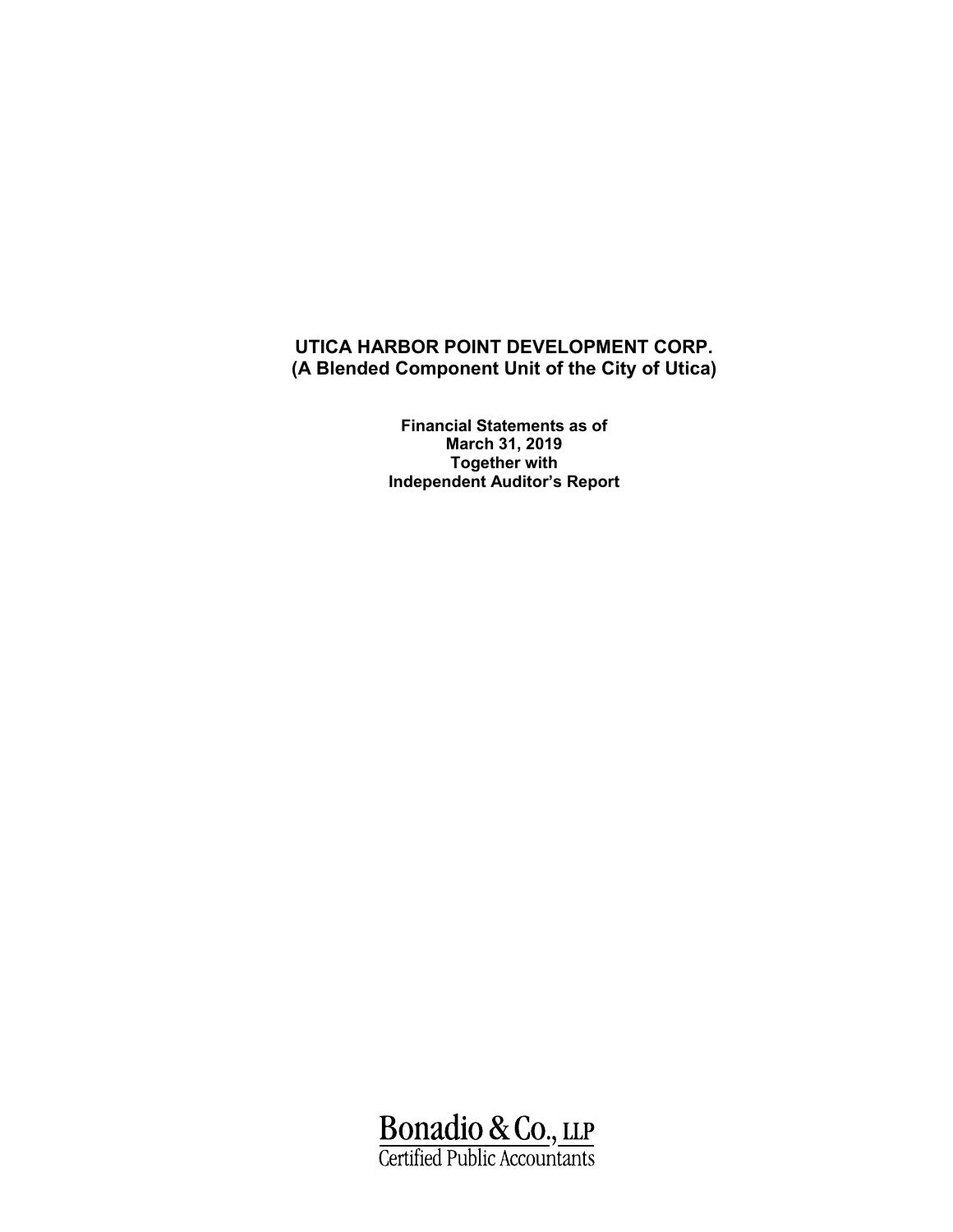# UTICA HARBOR POINT DEVELOPMENT CORP.
## (A Blended Component Unit of the City of Utica)

**Financial Statements as of**
**March 31, 2019**
**Together with**
**Independent Auditor's Report**

Bonadio & Co., LLP
Certified Public Accountants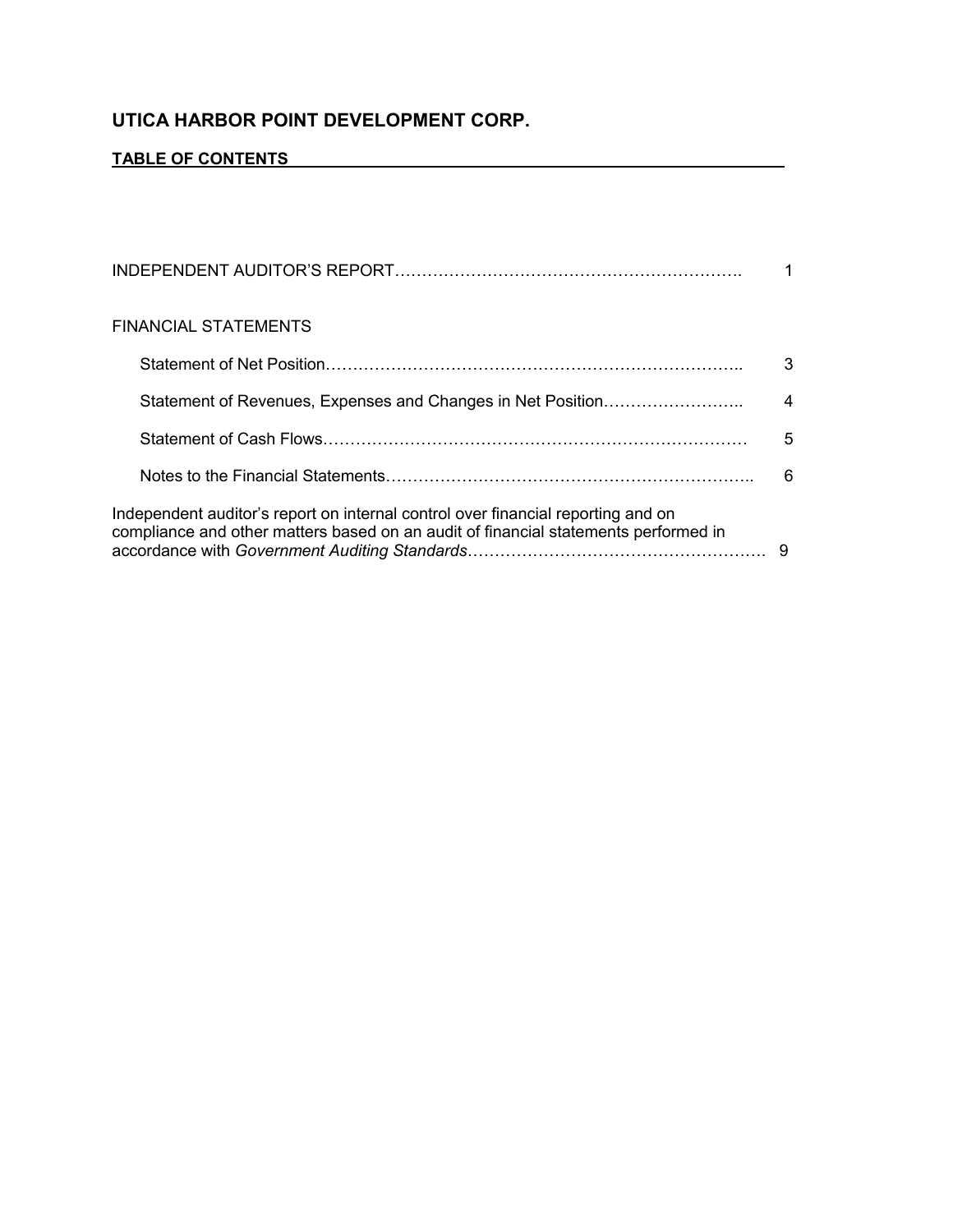# UTICA HARBOR POINT DEVELOPMENT CORP.

**TABLE OF CONTENTS**

| | |
|---|---|
| INDEPENDENT AUDITOR'S REPORT | 1 |
| FINANCIAL STATEMENTS | |
| Statement of Net Position | 3 |
| Statement of Revenues, Expenses and Changes in Net Position | 4 |
| Statement of Cash Flows | 5 |
| Notes to the Financial Statements | 6 |
| Independent auditor's report on internal control over financial reporting and on compliance and other matters based on an audit of financial statements performed in accordance with *Government Auditing Standards* | 9 |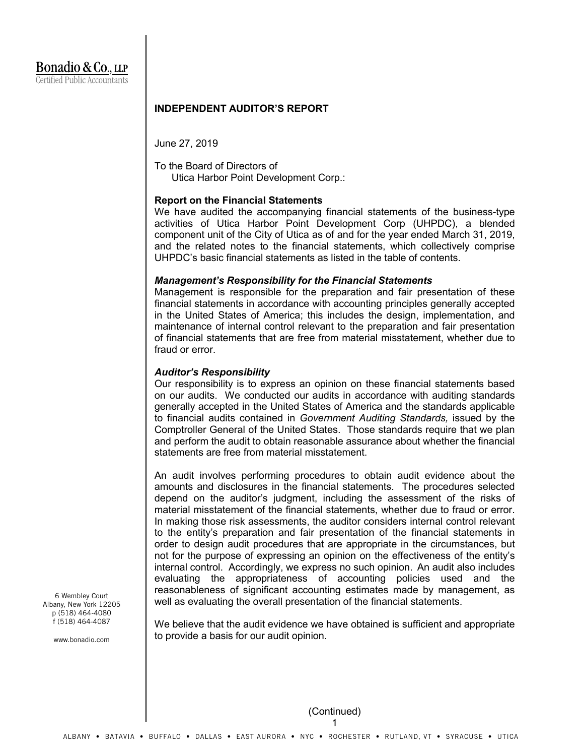Bonadio & Co., LLP
Certified Public Accountants

## INDEPENDENT AUDITOR'S REPORT

June 27, 2019

To the Board of Directors of
Utica Harbor Point Development Corp.:

**Report on the Financial Statements**

We have audited the accompanying financial statements of the business-type activities of Utica Harbor Point Development Corp (UHPDC), a blended component unit of the City of Utica as of and for the year ended March 31, 2019, and the related notes to the financial statements, which collectively comprise UHPDC's basic financial statements as listed in the table of contents.

***Management's Responsibility for the Financial Statements***

Management is responsible for the preparation and fair presentation of these financial statements in accordance with accounting principles generally accepted in the United States of America; this includes the design, implementation, and maintenance of internal control relevant to the preparation and fair presentation of financial statements that are free from material misstatement, whether due to fraud or error.

***Auditor's Responsibility***

Our responsibility is to express an opinion on these financial statements based on our audits. We conducted our audits in accordance with auditing standards generally accepted in the United States of America and the standards applicable to financial audits contained in *Government Auditing Standards,* issued by the Comptroller General of the United States. Those standards require that we plan and perform the audit to obtain reasonable assurance about whether the financial statements are free from material misstatement.

An audit involves performing procedures to obtain audit evidence about the amounts and disclosures in the financial statements. The procedures selected depend on the auditor's judgment, including the assessment of the risks of material misstatement of the financial statements, whether due to fraud or error. In making those risk assessments, the auditor considers internal control relevant to the entity's preparation and fair presentation of the financial statements in order to design audit procedures that are appropriate in the circumstances, but not for the purpose of expressing an opinion on the effectiveness of the entity's internal control. Accordingly, we express no such opinion. An audit also includes evaluating the appropriateness of accounting policies used and the reasonableness of significant accounting estimates made by management, as well as evaluating the overall presentation of the financial statements.

We believe that the audit evidence we have obtained is sufficient and appropriate to provide a basis for our audit opinion.

(Continued)

6 Wembley Court
Albany, New York 12205
p (518) 464-4080
f (518) 464-4087

www.bonadio.com

ALBANY • BATAVIA • BUFFALO • DALLAS • EAST AURORA • NYC • ROCHESTER • RUTLAND, VT • SYRACUSE • UTICA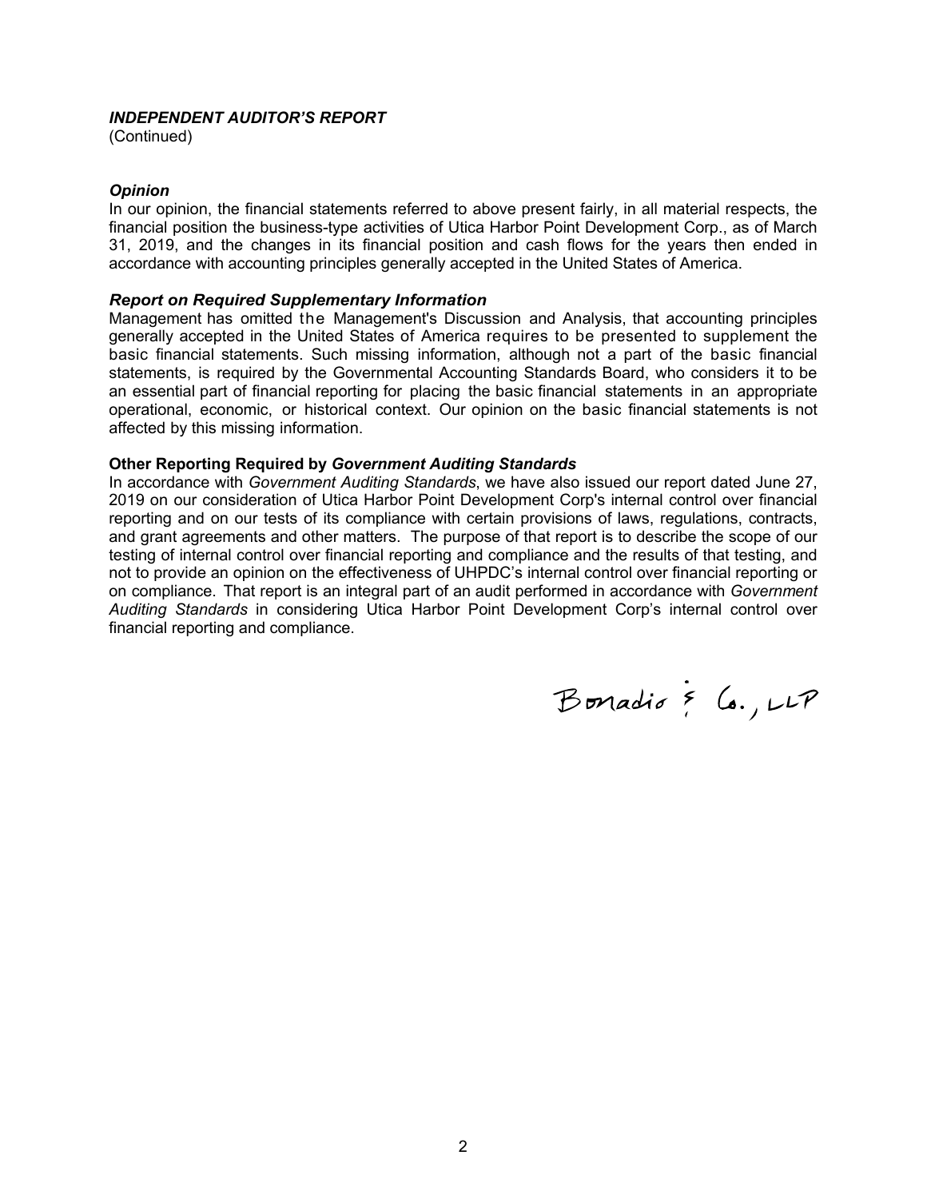***INDEPENDENT AUDITOR'S REPORT***
(Continued)

***Opinion***
In our opinion, the financial statements referred to above present fairly, in all material respects, the financial position the business-type activities of Utica Harbor Point Development Corp., as of March 31, 2019, and the changes in its financial position and cash flows for the years then ended in accordance with accounting principles generally accepted in the United States of America.

***Report on Required Supplementary Information***
Management has omitted the Management's Discussion and Analysis, that accounting principles generally accepted in the United States of America requires to be presented to supplement the basic financial statements. Such missing information, although not a part of the basic financial statements, is required by the Governmental Accounting Standards Board, who considers it to be an essential part of financial reporting for placing the basic financial statements in an appropriate operational, economic, or historical context. Our opinion on the basic financial statements is not affected by this missing information.

**Other Reporting Required by *Government Auditing Standards***
In accordance with *Government Auditing Standards*, we have also issued our report dated June 27, 2019 on our consideration of Utica Harbor Point Development Corp's internal control over financial reporting and on our tests of its compliance with certain provisions of laws, regulations, contracts, and grant agreements and other matters. The purpose of that report is to describe the scope of our testing of internal control over financial reporting and compliance and the results of that testing, and not to provide an opinion on the effectiveness of UHPDC's internal control over financial reporting or on compliance. That report is an integral part of an audit performed in accordance with *Government Auditing Standards* in considering Utica Harbor Point Development Corp's internal control over financial reporting and compliance.

Bonadio & Co., LLP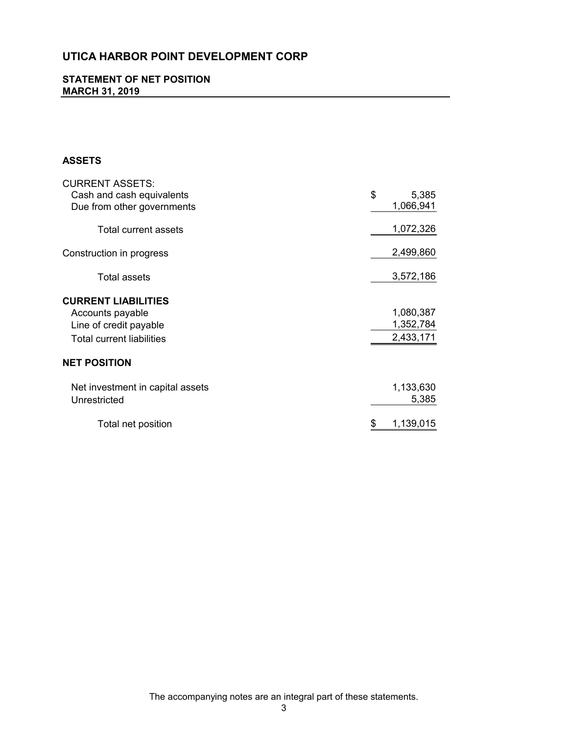# UTICA HARBOR POINT DEVELOPMENT CORP

## STATEMENT OF NET POSITION
## MARCH 31, 2019

### ASSETS

| | |
|---|---|
| CURRENT ASSETS: | |
| Cash and cash equivalents | $ 5,385 |
| Due from other governments | 1,066,941 |
| Total current assets | 1,072,326 |
| Construction in progress | 2,499,860 |
| Total assets | 3,572,186 |
| **CURRENT LIABILITIES** | |
| Accounts payable | 1,080,387 |
| Line of credit payable | 1,352,784 |
| Total current liabilities | 2,433,171 |
| **NET POSITION** | |
| Net investment in capital assets | 1,133,630 |
| Unrestricted | 5,385 |
| Total net position | $ 1,139,015 |

The accompanying notes are an integral part of these statements.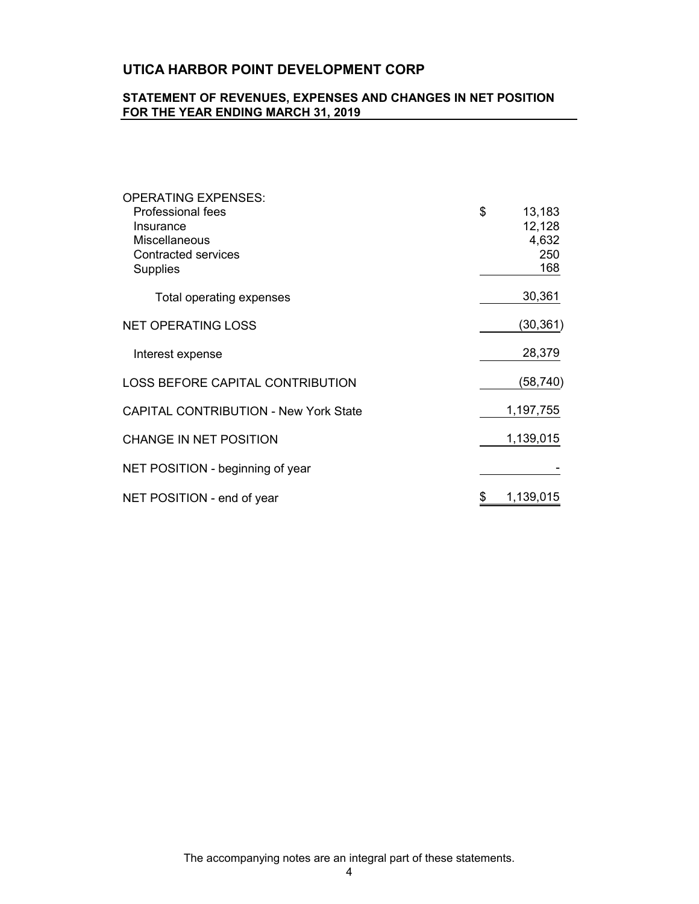## UTICA HARBOR POINT DEVELOPMENT CORP

### STATEMENT OF REVENUES, EXPENSES AND CHANGES IN NET POSITION FOR THE YEAR ENDING MARCH 31, 2019

| | |
|---|---|
| OPERATING EXPENSES: | |
| Professional fees | $ 13,183 |
| Insurance | 12,128 |
| Miscellaneous | 4,632 |
| Contracted services | 250 |
| Supplies | 168 |
| Total operating expenses | 30,361 |
| NET OPERATING LOSS | (30,361) |
| Interest expense | 28,379 |
| LOSS BEFORE CAPITAL CONTRIBUTION | (58,740) |
| CAPITAL CONTRIBUTION - New York State | 1,197,755 |
| CHANGE IN NET POSITION | 1,139,015 |
| NET POSITION - beginning of year | - |
| NET POSITION - end of year | $ 1,139,015 |

The accompanying notes are an integral part of these statements.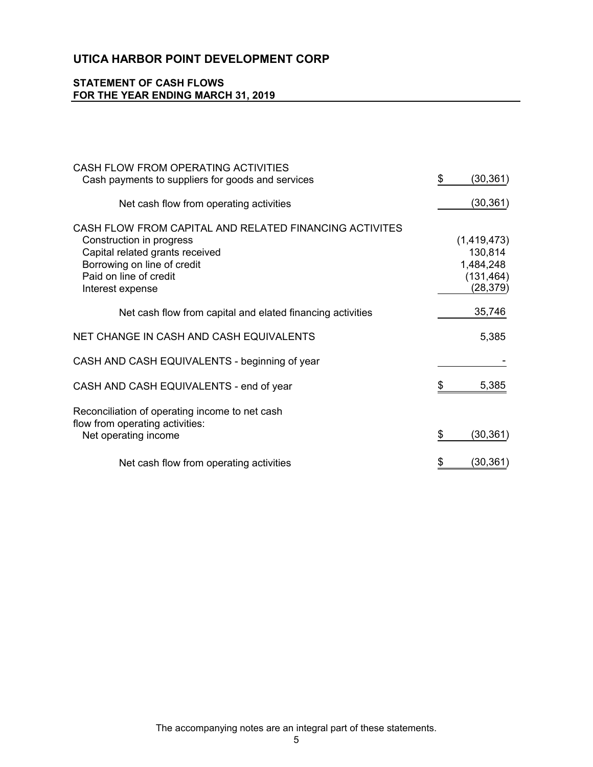# UTICA HARBOR POINT DEVELOPMENT CORP

## STATEMENT OF CASH FLOWS
## FOR THE YEAR ENDING MARCH 31, 2019

| | |
|---|---|
| CASH FLOW FROM OPERATING ACTIVITIES | |
| Cash payments to suppliers for goods and services | $ (30,361) |
| Net cash flow from operating activities | (30,361) |
| CASH FLOW FROM CAPITAL AND RELATED FINANCING ACTIVITES | |
| Construction in progress | (1,419,473) |
| Capital related grants received | 130,814 |
| Borrowing on line of credit | 1,484,248 |
| Paid on line of credit | (131,464) |
| Interest expense | (28,379) |
| Net cash flow from capital and elated financing activities | 35,746 |
| NET CHANGE IN CASH AND CASH EQUIVALENTS | 5,385 |
| CASH AND CASH EQUIVALENTS - beginning of year | - |
| CASH AND CASH EQUIVALENTS - end of year | $ 5,385 |
| Reconciliation of operating income to net cash flow from operating activities: | |
| Net operating income | $ (30,361) |
| Net cash flow from operating activities | $ (30,361) |

The accompanying notes are an integral part of these statements.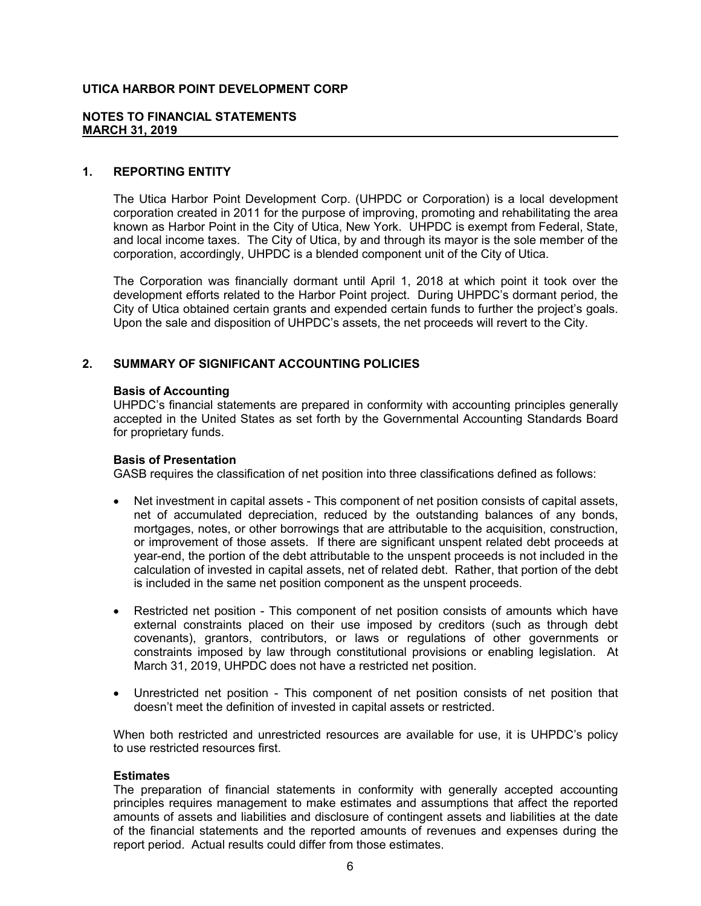**UTICA HARBOR POINT DEVELOPMENT CORP**

**NOTES TO FINANCIAL STATEMENTS**
**MARCH 31, 2019**

## 1. REPORTING ENTITY

The Utica Harbor Point Development Corp. (UHPDC or Corporation) is a local development corporation created in 2011 for the purpose of improving, promoting and rehabilitating the area known as Harbor Point in the City of Utica, New York. UHPDC is exempt from Federal, State, and local income taxes. The City of Utica, by and through its mayor is the sole member of the corporation, accordingly, UHPDC is a blended component unit of the City of Utica.

The Corporation was financially dormant until April 1, 2018 at which point it took over the development efforts related to the Harbor Point project. During UHPDC's dormant period, the City of Utica obtained certain grants and expended certain funds to further the project's goals. Upon the sale and disposition of UHPDC's assets, the net proceeds will revert to the City.

## 2. SUMMARY OF SIGNIFICANT ACCOUNTING POLICIES

**Basis of Accounting**
UHPDC's financial statements are prepared in conformity with accounting principles generally accepted in the United States as set forth by the Governmental Accounting Standards Board for proprietary funds.

**Basis of Presentation**
GASB requires the classification of net position into three classifications defined as follows:

- Net investment in capital assets - This component of net position consists of capital assets, net of accumulated depreciation, reduced by the outstanding balances of any bonds, mortgages, notes, or other borrowings that are attributable to the acquisition, construction, or improvement of those assets. If there are significant unspent related debt proceeds at year-end, the portion of the debt attributable to the unspent proceeds is not included in the calculation of invested in capital assets, net of related debt. Rather, that portion of the debt is included in the same net position component as the unspent proceeds.

- Restricted net position - This component of net position consists of amounts which have external constraints placed on their use imposed by creditors (such as through debt covenants), grantors, contributors, or laws or regulations of other governments or constraints imposed by law through constitutional provisions or enabling legislation. At March 31, 2019, UHPDC does not have a restricted net position.

- Unrestricted net position - This component of net position consists of net position that doesn't meet the definition of invested in capital assets or restricted.

When both restricted and unrestricted resources are available for use, it is UHPDC's policy to use restricted resources first.

**Estimates**
The preparation of financial statements in conformity with generally accepted accounting principles requires management to make estimates and assumptions that affect the reported amounts of assets and liabilities and disclosure of contingent assets and liabilities at the date of the financial statements and the reported amounts of revenues and expenses during the report period. Actual results could differ from those estimates.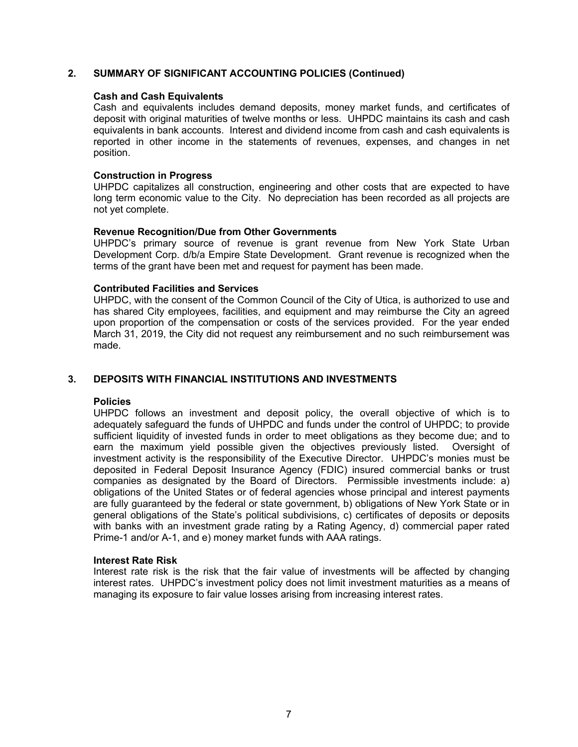## 2. SUMMARY OF SIGNIFICANT ACCOUNTING POLICIES (Continued)

### Cash and Cash Equivalents

Cash and equivalents includes demand deposits, money market funds, and certificates of deposit with original maturities of twelve months or less. UHPDC maintains its cash and cash equivalents in bank accounts. Interest and dividend income from cash and cash equivalents is reported in other income in the statements of revenues, expenses, and changes in net position.

### Construction in Progress

UHPDC capitalizes all construction, engineering and other costs that are expected to have long term economic value to the City. No depreciation has been recorded as all projects are not yet complete.

### Revenue Recognition/Due from Other Governments

UHPDC's primary source of revenue is grant revenue from New York State Urban Development Corp. d/b/a Empire State Development. Grant revenue is recognized when the terms of the grant have been met and request for payment has been made.

### Contributed Facilities and Services

UHPDC, with the consent of the Common Council of the City of Utica, is authorized to use and has shared City employees, facilities, and equipment and may reimburse the City an agreed upon proportion of the compensation or costs of the services provided. For the year ended March 31, 2019, the City did not request any reimbursement and no such reimbursement was made.

## 3. DEPOSITS WITH FINANCIAL INSTITUTIONS AND INVESTMENTS

### Policies

UHPDC follows an investment and deposit policy, the overall objective of which is to adequately safeguard the funds of UHPDC and funds under the control of UHPDC; to provide sufficient liquidity of invested funds in order to meet obligations as they become due; and to earn the maximum yield possible given the objectives previously listed. Oversight of investment activity is the responsibility of the Executive Director. UHPDC's monies must be deposited in Federal Deposit Insurance Agency (FDIC) insured commercial banks or trust companies as designated by the Board of Directors. Permissible investments include: a) obligations of the United States or of federal agencies whose principal and interest payments are fully guaranteed by the federal or state government, b) obligations of New York State or in general obligations of the State's political subdivisions, c) certificates of deposits or deposits with banks with an investment grade rating by a Rating Agency, d) commercial paper rated Prime-1 and/or A-1, and e) money market funds with AAA ratings.

### Interest Rate Risk

Interest rate risk is the risk that the fair value of investments will be affected by changing interest rates. UHPDC's investment policy does not limit investment maturities as a means of managing its exposure to fair value losses arising from increasing interest rates.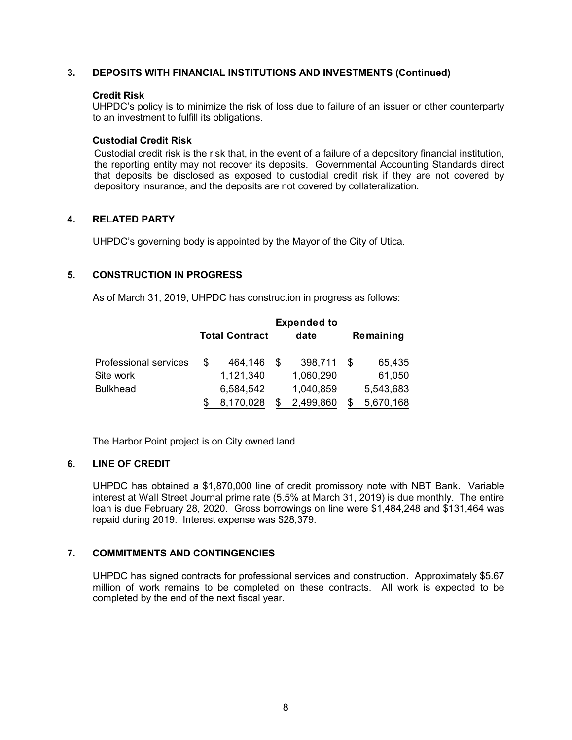## 3. DEPOSITS WITH FINANCIAL INSTITUTIONS AND INVESTMENTS (Continued)

**Credit Risk**

UHPDC's policy is to minimize the risk of loss due to failure of an issuer or other counterparty to an investment to fulfill its obligations.

**Custodial Credit Risk**

Custodial credit risk is the risk that, in the event of a failure of a depository financial institution, the reporting entity may not recover its deposits. Governmental Accounting Standards direct that deposits be disclosed as exposed to custodial credit risk if they are not covered by depository insurance, and the deposits are not covered by collateralization.

## 4. RELATED PARTY

UHPDC's governing body is appointed by the Mayor of the City of Utica.

## 5. CONSTRUCTION IN PROGRESS

As of March 31, 2019, UHPDC has construction in progress as follows:

| | Total Contract | Expended to date | Remaining |
|---|---|---|---|
| Professional services | $ 464,146 | $ 398,711 | $ 65,435 |
| Site work | 1,121,340 | 1,060,290 | 61,050 |
| Bulkhead | 6,584,542 | 1,040,859 | 5,543,683 |
| | $ 8,170,028 | $ 2,499,860 | $ 5,670,168 |

The Harbor Point project is on City owned land.

## 6. LINE OF CREDIT

UHPDC has obtained a $1,870,000 line of credit promissory note with NBT Bank. Variable interest at Wall Street Journal prime rate (5.5% at March 31, 2019) is due monthly. The entire loan is due February 28, 2020. Gross borrowings on line were $1,484,248 and $131,464 was repaid during 2019. Interest expense was $28,379.

## 7. COMMITMENTS AND CONTINGENCIES

UHPDC has signed contracts for professional services and construction. Approximately $5.67 million of work remains to be completed on these contracts. All work is expected to be completed by the end of the next fiscal year.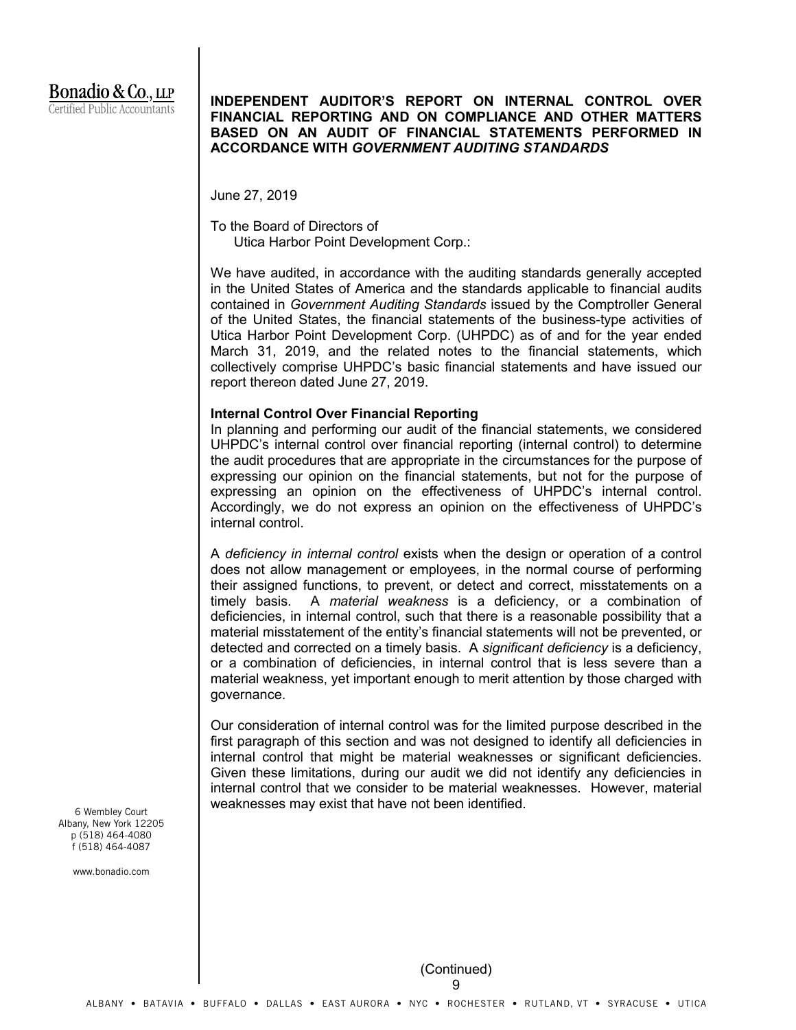Bonadio & Co., LLP
Certified Public Accountants

# INDEPENDENT AUDITOR'S REPORT ON INTERNAL CONTROL OVER FINANCIAL REPORTING AND ON COMPLIANCE AND OTHER MATTERS BASED ON AN AUDIT OF FINANCIAL STATEMENTS PERFORMED IN ACCORDANCE WITH *GOVERNMENT AUDITING STANDARDS*

June 27, 2019

To the Board of Directors of
Utica Harbor Point Development Corp.:

We have audited, in accordance with the auditing standards generally accepted in the United States of America and the standards applicable to financial audits contained in *Government Auditing Standards* issued by the Comptroller General of the United States, the financial statements of the business-type activities of Utica Harbor Point Development Corp. (UHPDC) as of and for the year ended March 31, 2019, and the related notes to the financial statements, which collectively comprise UHPDC's basic financial statements and have issued our report thereon dated June 27, 2019.

**Internal Control Over Financial Reporting**

In planning and performing our audit of the financial statements, we considered UHPDC's internal control over financial reporting (internal control) to determine the audit procedures that are appropriate in the circumstances for the purpose of expressing our opinion on the financial statements, but not for the purpose of expressing an opinion on the effectiveness of UHPDC's internal control. Accordingly, we do not express an opinion on the effectiveness of UHPDC's internal control.

A *deficiency in internal control* exists when the design or operation of a control does not allow management or employees, in the normal course of performing their assigned functions, to prevent, or detect and correct, misstatements on a timely basis. A *material weakness* is a deficiency, or a combination of deficiencies, in internal control, such that there is a reasonable possibility that a material misstatement of the entity's financial statements will not be prevented, or detected and corrected on a timely basis. A *significant deficiency* is a deficiency, or a combination of deficiencies, in internal control that is less severe than a material weakness, yet important enough to merit attention by those charged with governance.

Our consideration of internal control was for the limited purpose described in the first paragraph of this section and was not designed to identify all deficiencies in internal control that might be material weaknesses or significant deficiencies. Given these limitations, during our audit we did not identify any deficiencies in internal control that we consider to be material weaknesses. However, material weaknesses may exist that have not been identified.

6 Wembley Court
Albany, New York 12205
p (518) 464-4080
f (518) 464-4087

www.bonadio.com

(Continued)

ALBANY • BATAVIA • BUFFALO • DALLAS • EAST AURORA • NYC • ROCHESTER • RUTLAND, VT • SYRACUSE • UTICA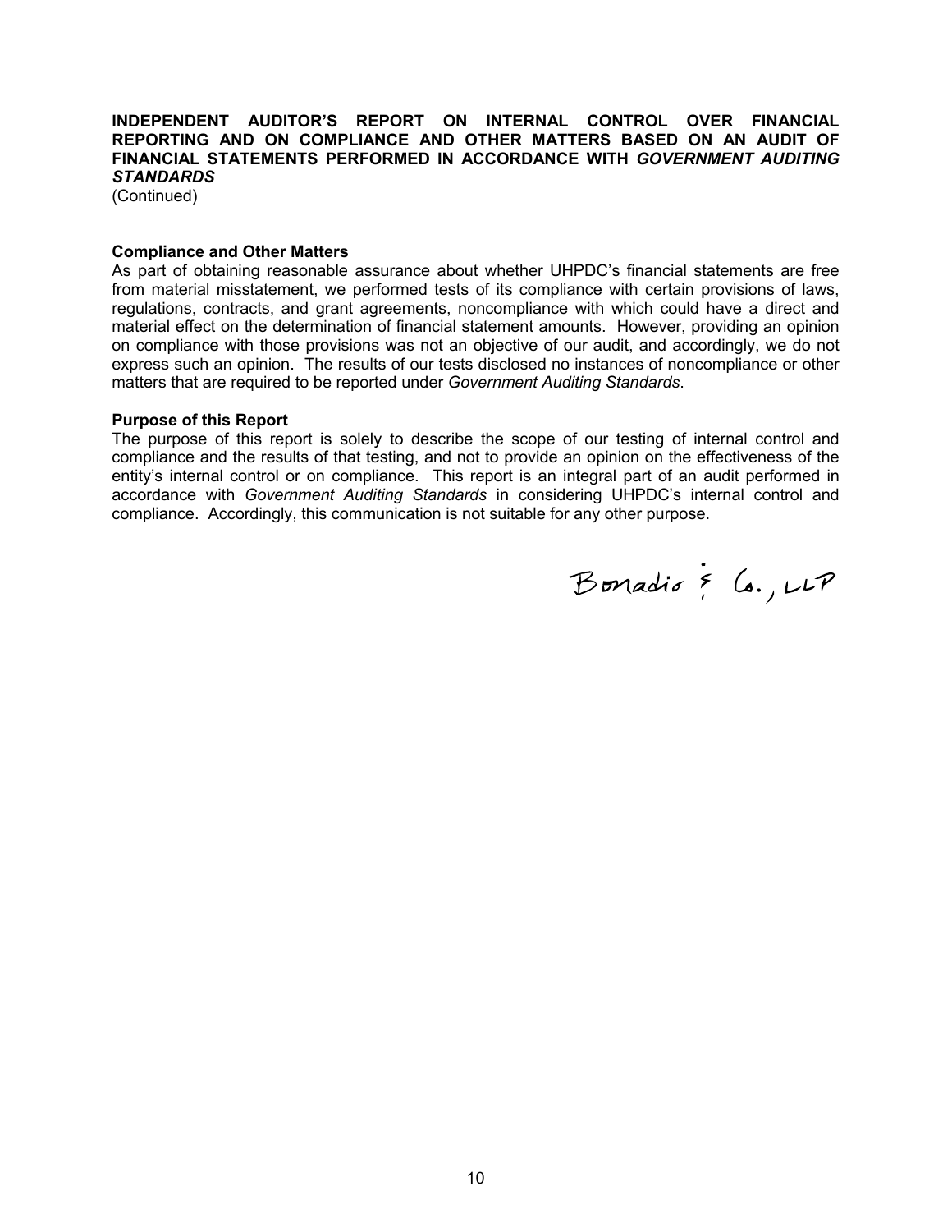**INDEPENDENT AUDITOR'S REPORT ON INTERNAL CONTROL OVER FINANCIAL REPORTING AND ON COMPLIANCE AND OTHER MATTERS BASED ON AN AUDIT OF FINANCIAL STATEMENTS PERFORMED IN ACCORDANCE WITH *GOVERNMENT AUDITING STANDARDS***
(Continued)

**Compliance and Other Matters**
As part of obtaining reasonable assurance about whether UHPDC's financial statements are free from material misstatement, we performed tests of its compliance with certain provisions of laws, regulations, contracts, and grant agreements, noncompliance with which could have a direct and material effect on the determination of financial statement amounts. However, providing an opinion on compliance with those provisions was not an objective of our audit, and accordingly, we do not express such an opinion. The results of our tests disclosed no instances of noncompliance or other matters that are required to be reported under *Government Auditing Standards*.

**Purpose of this Report**
The purpose of this report is solely to describe the scope of our testing of internal control and compliance and the results of that testing, and not to provide an opinion on the effectiveness of the entity's internal control or on compliance. This report is an integral part of an audit performed in accordance with *Government Auditing Standards* in considering UHPDC's internal control and compliance. Accordingly, this communication is not suitable for any other purpose.

Bonadio & Co., LLP